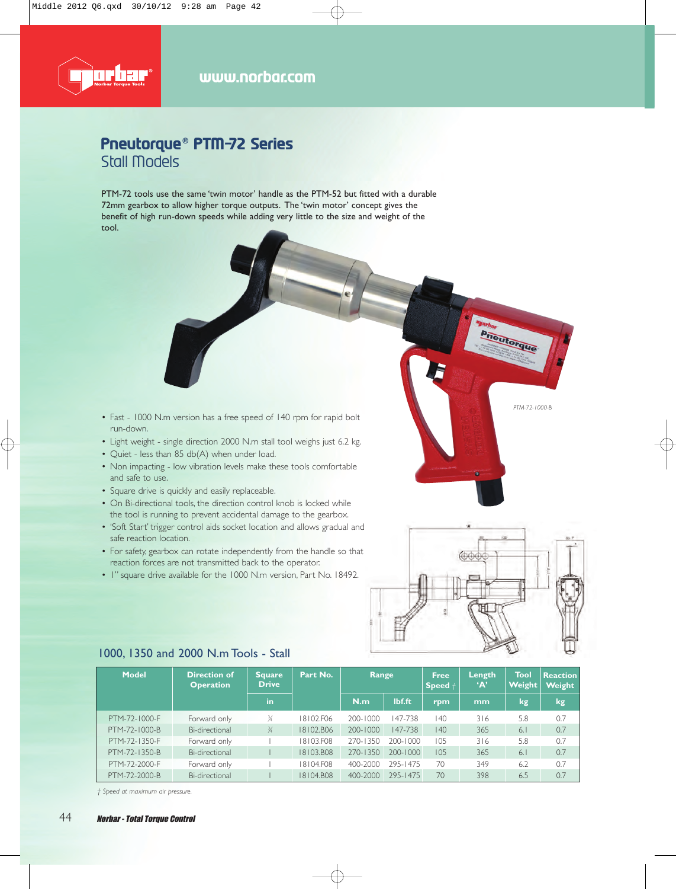# Pneutorque® PTM-72 Series
## Stall Models

PTM-72 tools use the same 'twin motor' handle as the PTM-52 but fitted with a durable 72mm gearbox to allow higher torque outputs. The 'twin motor' concept gives the benefit of high run-down speeds while adding very little to the size and weight of the tool.

PTM-72-1000-B

- Fast - 1000 N.m version has a free speed of 140 rpm for rapid bolt run-down.
- Light weight - single direction 2000 N.m stall tool weighs just 6.2 kg.
- Quiet - less than 85 db(A) when under load.
- Non impacting - low vibration levels make these tools comfortable and safe to use.
- Square drive is quickly and easily replaceable.
- On Bi-directional tools, the direction control knob is locked while the tool is running to prevent accidental damage to the gearbox.
- 'Soft Start' trigger control aids socket location and allows gradual and safe reaction location.
- For safety, gearbox can rotate independently from the handle so that reaction forces are not transmitted back to the operator.
- 1" square drive available for the 1000 N.m version, Part No. 18492.

### 1000, 1350 and 2000 N.m Tools - Stall

| Model | Direction of Operation | Square Drive | Part No. | Range | | Free Speed † | Length 'A' | Tool Weight | Reaction Weight |
|---|---|---|---|---|---|---|---|---|---|
| | | in | | N.m | lbf.ft | rpm | mm | kg | kg |
| PTM-72-1000-F | Forward only | ¾ | 18102.F06 | 200-1000 | 147-738 | 140 | 316 | 5.8 | 0.7 |
| PTM-72-1000-B | Bi-directional | ¾ | 18102.B06 | 200-1000 | 147-738 | 140 | 365 | 6.1 | 0.7 |
| PTM-72-1350-F | Forward only | 1 | 18103.F08 | 270-1350 | 200-1000 | 105 | 316 | 5.8 | 0.7 |
| PTM-72-1350-B | Bi-directional | 1 | 18103.B08 | 270-1350 | 200-1000 | 105 | 365 | 6.1 | 0.7 |
| PTM-72-2000-F | Forward only | 1 | 18104.F08 | 400-2000 | 295-1475 | 70 | 349 | 6.2 | 0.7 |
| PTM-72-2000-B | Bi-directional | 1 | 18104.B08 | 400-2000 | 295-1475 | 70 | 398 | 6.5 | 0.7 |

*† Speed at maximum air pressure.*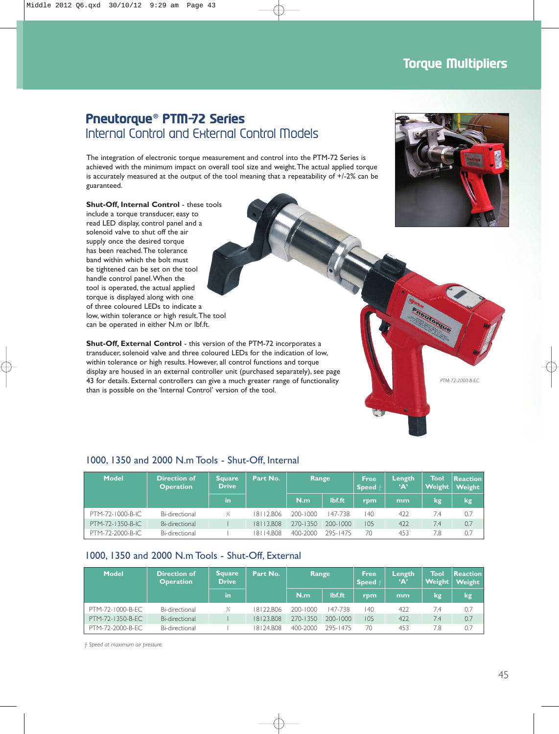## Torque Multipliers

# Pneutorque® PTM-72 Series

## Internal Control and External Control Models

The integration of electronic torque measurement and control into the PTM-72 Series is achieved with the minimum impact on overall tool size and weight. The actual applied torque is accurately measured at the output of the tool meaning that a repeatability of +/-2% can be guaranteed.

**Shut-Off, Internal Control** - these tools include a torque transducer, easy to read LED display, control panel and a solenoid valve to shut off the air supply once the desired torque has been reached. The tolerance band within which the bolt must be tightened can be set on the tool handle control panel. When the tool is operated, the actual applied torque is displayed along with one of three coloured LEDs to indicate a low, within tolerance or high result. The tool can be operated in either N.m or lbf.ft.

**Shut-Off, External Control** - this version of the PTM-72 incorporates a transducer, solenoid valve and three coloured LEDs for the indication of low, within tolerance or high results. However, all control functions and torque display are housed in an external controller unit (purchased separately), see page 43 for details. External controllers can give a much greater range of functionality than is possible on the 'Internal Control' version of the tool.

*PTM-72-2000-B-EC*

### 1000, 1350 and 2000 N.m Tools - Shut-Off, Internal

| Model | Direction of Operation | Square Drive | Part No. | Range | | Free Speed † | Length 'A' | Tool Weight | Reaction Weight |
|---|---|---|---|---|---|---|---|---|---|
| | | in | | N.m | lbf.ft | rpm | mm | kg | kg |
| PTM-72-1000-B-IC | Bi-directional | ¾ | 18112.B06 | 200-1000 | 147-738 | 140 | 422 | 7.4 | 0.7 |
| PTM-72-1350-B-IC | Bi-directional | 1 | 18113.B08 | 270-1350 | 200-1000 | 105 | 422 | 7.4 | 0.7 |
| PTM-72-2000-B-IC | Bi-directional | 1 | 18114.B08 | 400-2000 | 295-1475 | 70 | 453 | 7.8 | 0.7 |

### 1000, 1350 and 2000 N.m Tools - Shut-Off, External

| Model | Direction of Operation | Square Drive | Part No. | Range | | Free Speed † | Length 'A' | Tool Weight | Reaction Weight |
|---|---|---|---|---|---|---|---|---|---|
| | | in | | N.m | lbf.ft | rpm | mm | kg | kg |
| PTM-72-1000-B-EC | Bi-directional | ¾ | 18122.B06 | 200-1000 | 147-738 | 140 | 422 | 7.4 | 0.7 |
| PTM-72-1350-B-EC | Bi-directional | 1 | 18123.B08 | 270-1350 | 200-1000 | 105 | 422 | 7.4 | 0.7 |
| PTM-72-2000-B-EC | Bi-directional | 1 | 18124.B08 | 400-2000 | 295-1475 | 70 | 453 | 7.8 | 0.7 |

*† Speed at maximum air pressure.*